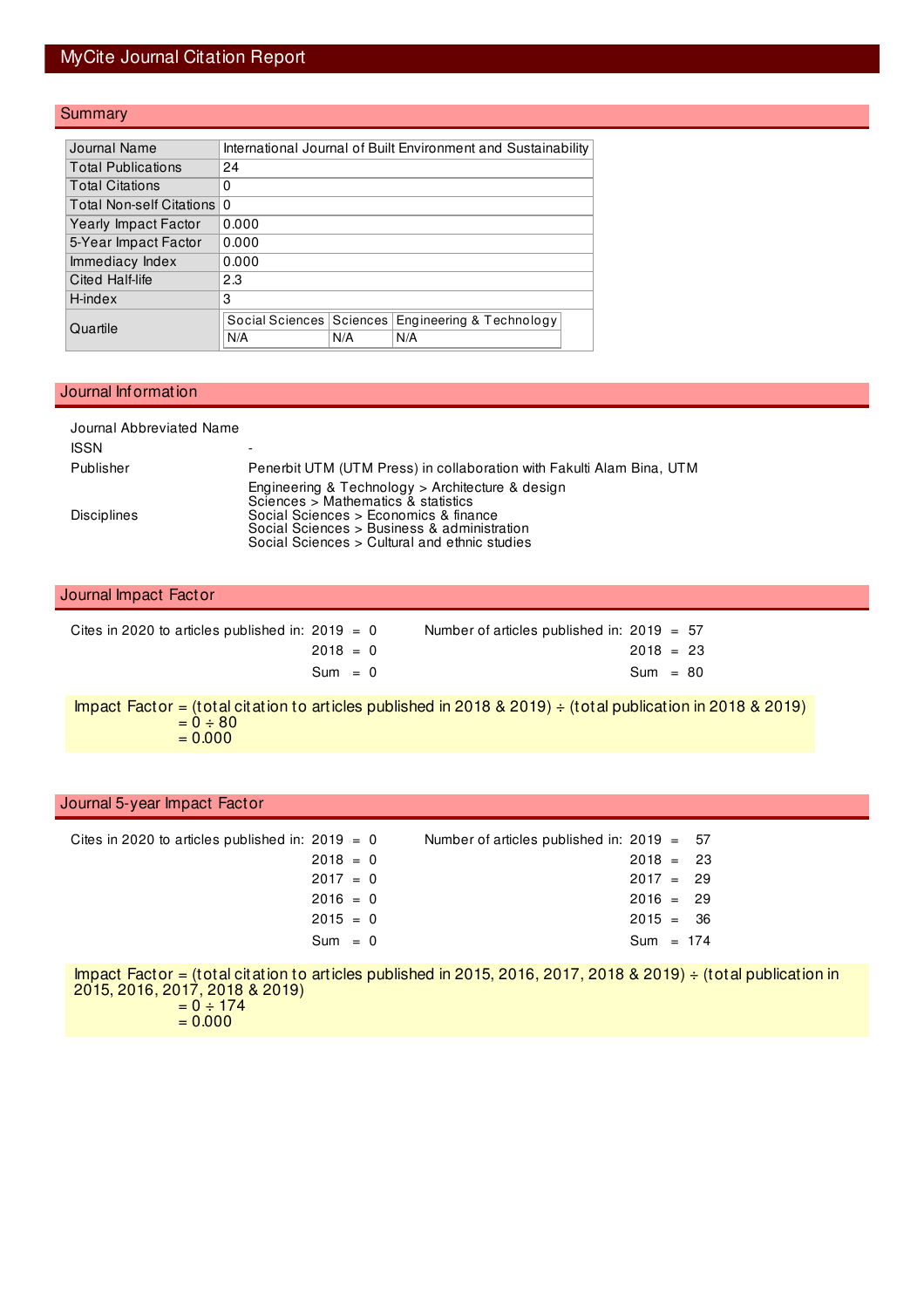# MyCite Journal Citation Report

## Summary

| | |
|---|---|
| Journal Name | International Journal of Built Environment and Sustainability |
| Total Publications | 24 |
| Total Citations | 0 |
| Total Non-self Citations | 0 |
| Yearly Impact Factor | 0.000 |
| 5-Year Impact Factor | 0.000 |
| Immediacy Index | 0.000 |
| Cited Half-life | 2.3 |
| H-index | 3 |
| Quartile | Social Sciences: N/A; Sciences: N/A; Engineering & Technology: N/A |

## Journal Information

Journal Abbreviated Name

ISSN -

Publisher Penerbit UTM (UTM Press) in collaboration with Fakulti Alam Bina, UTM

Disciplines
- Engineering & Technology > Architecture & design
- Sciences > Mathematics & statistics
- Social Sciences > Economics & finance
- Social Sciences > Business & administration
- Social Sciences > Cultural and ethnic studies

## Journal Impact Factor

| Cites in 2020 to articles published in: | | Number of articles published in: | |
|---|---|---|---|
| 2019 | = 0 | 2019 | = 57 |
| 2018 | = 0 | 2018 | = 23 |
| Sum | = 0 | Sum | = 80 |

Impact Factor = (total citation to articles published in 2018 & 2019) ÷ (total publication in 2018 & 2019)
= 0 ÷ 80
= 0.000

## Journal 5-year Impact Factor

| Cites in 2020 to articles published in: | | Number of articles published in: | |
|---|---|---|---|
| 2019 | = 0 | 2019 | = 57 |
| 2018 | = 0 | 2018 | = 23 |
| 2017 | = 0 | 2017 | = 29 |
| 2016 | = 0 | 2016 | = 29 |
| 2015 | = 0 | 2015 | = 36 |
| Sum | = 0 | Sum | = 174 |

Impact Factor = (total citation to articles published in 2015, 2016, 2017, 2018 & 2019) ÷ (total publication in 2015, 2016, 2017, 2018 & 2019)
= 0 ÷ 174
= 0.000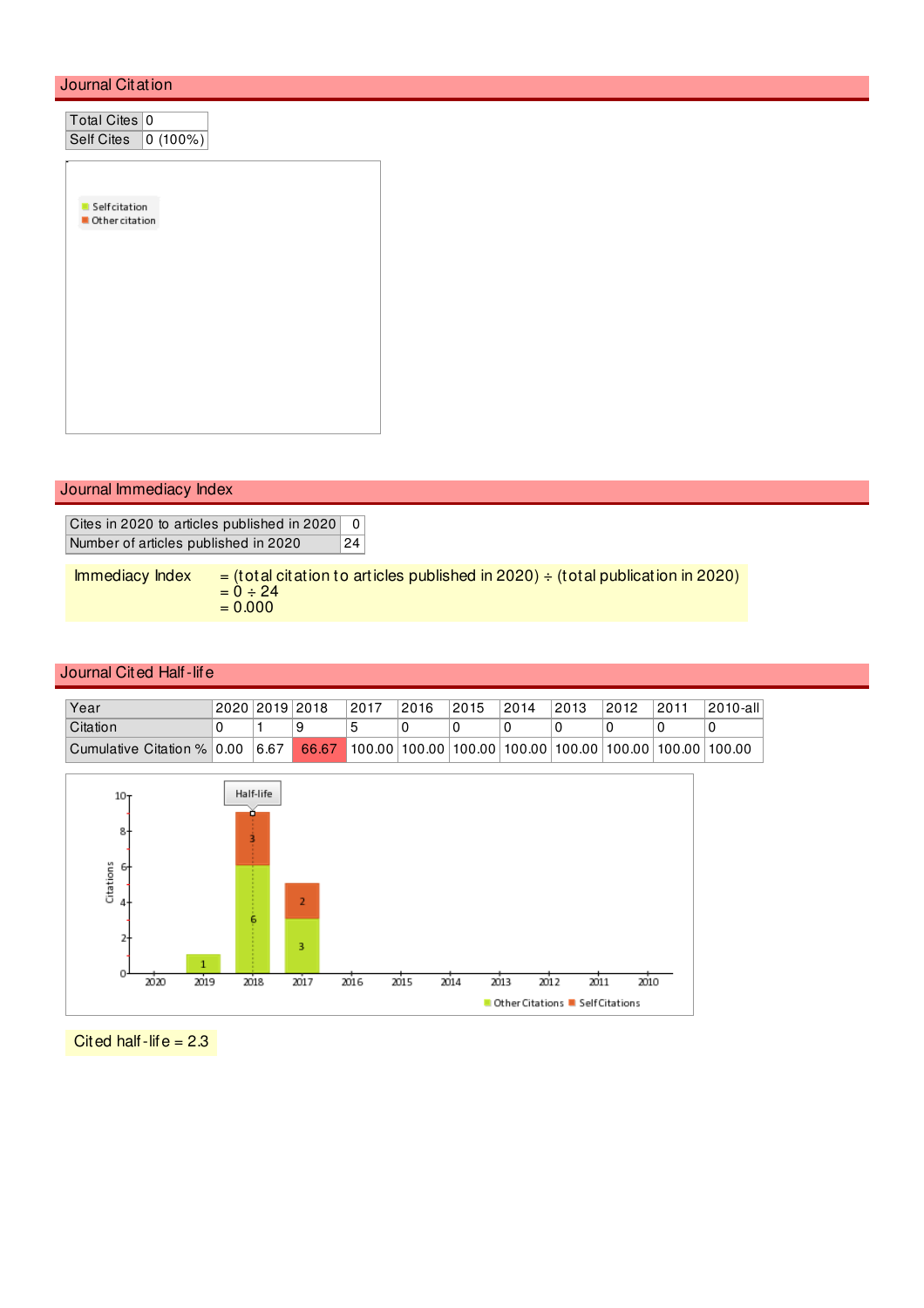## Journal Citation

| Total Cites | 0 |
|---|---|
| Self Cites | 0 (100%) |

## Journal Immediacy Index

| Cites in 2020 to articles published in 2020 | 0 |
|---|---|
| Number of articles published in 2020 | 24 |

Immediacy Index = (total citation to articles published in 2020) ÷ (total publication in 2020)
= 0 ÷ 24
= 0.000

## Journal Cited Half-life

| Year | 2020 | 2019 | 2018 | 2017 | 2016 | 2015 | 2014 | 2013 | 2012 | 2011 | 2010-all |
|---|---|---|---|---|---|---|---|---|---|---|---|
| Citation | 0 | 1 | 9 | 5 | 0 | 0 | 0 | 0 | 0 | 0 | 0 |
| Cumulative Citation % | 0.00 | 6.67 | 66.67 | 100.00 | 100.00 | 100.00 | 100.00 | 100.00 | 100.00 | 100.00 | 100.00 |

Cited half-life = 2.3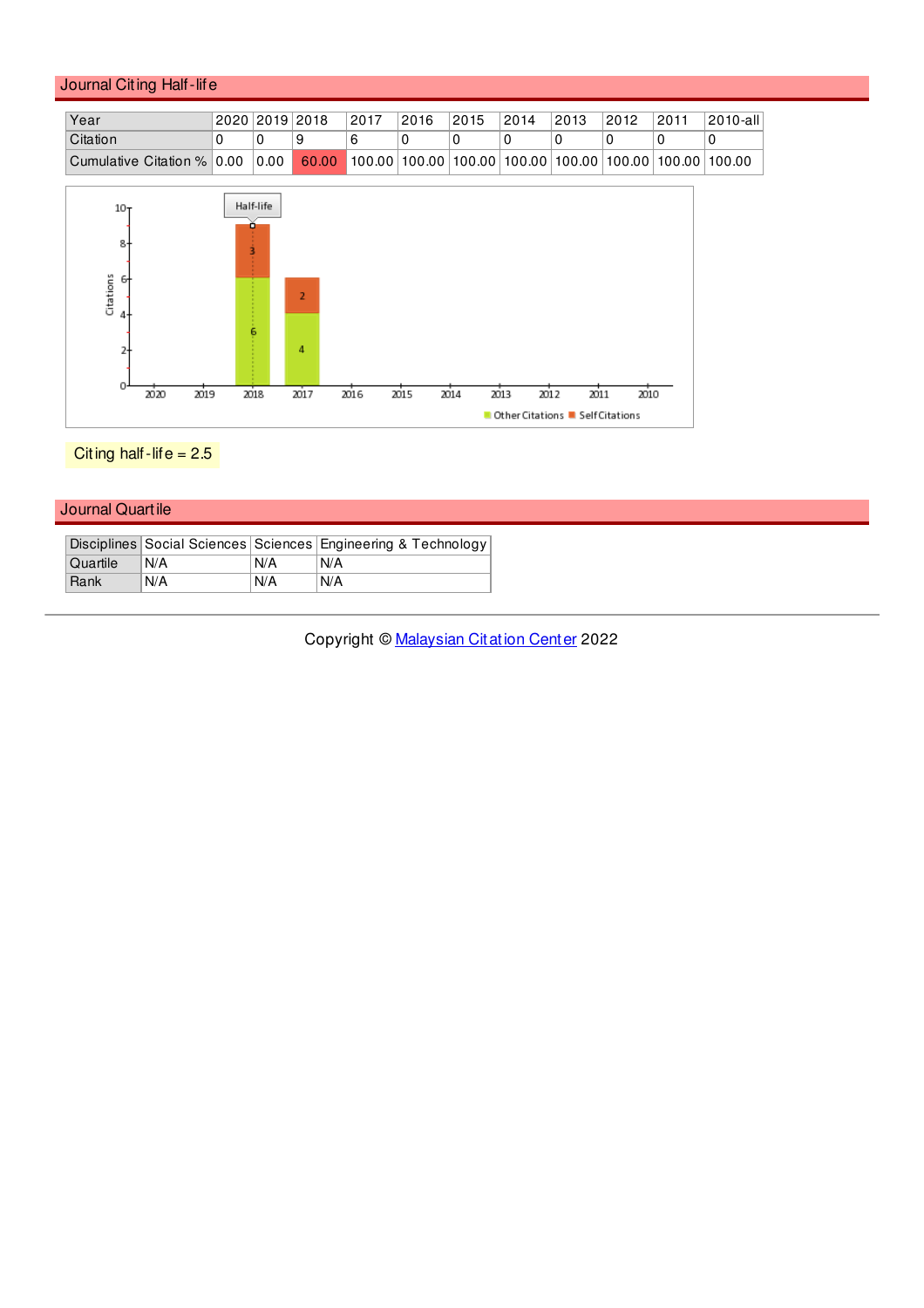## Journal Citing Half-life

| Year | 2020 | 2019 | 2018 | 2017 | 2016 | 2015 | 2014 | 2013 | 2012 | 2011 | 2010-all |
|---|---|---|---|---|---|---|---|---|---|---|---|
| Citation | 0 | 0 | 9 | 6 | 0 | 0 | 0 | 0 | 0 | 0 | 0 |
| Cumulative Citation % | 0.00 | 0.00 | 60.00 | 100.00 | 100.00 | 100.00 | 100.00 | 100.00 | 100.00 | 100.00 | 100.00 |

Half-life

10
8
6
4
2
0

Citations

3
6
2
4

2020 2019 2018 2017 2016 2015 2014 2013 2012 2011 2010

Other Citations  Self Citations

Citing half-life = 2.5

## Journal Quartile

| Disciplines | Social Sciences | Sciences | Engineering & Technology |
|---|---|---|---|
| Quartile | N/A | N/A | N/A |
| Rank | N/A | N/A | N/A |

---

Copyright © Malaysian Citation Center 2022